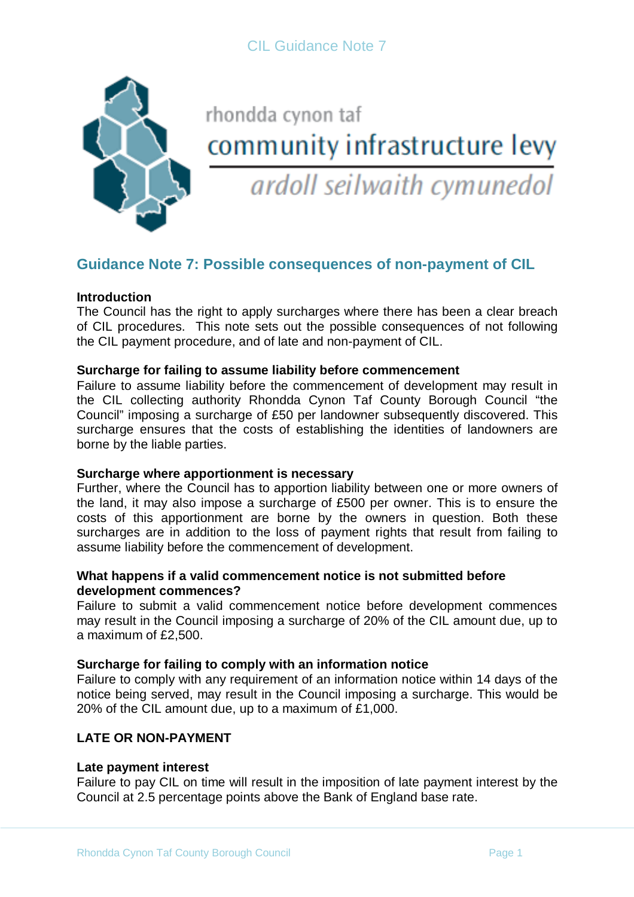rhondda cynon taf

community infrastructure levy

*ardoll seilwaith cymunedol*

## Guidance Note 7: Possible consequences of non-payment of CIL

**Introduction**

The Council has the right to apply surcharges where there has been a clear breach of CIL procedures. This note sets out the possible consequences of not following the CIL payment procedure, and of late and non-payment of CIL.

**Surcharge for failing to assume liability before commencement**

Failure to assume liability before the commencement of development may result in the CIL collecting authority Rhondda Cynon Taf County Borough Council "the Council" imposing a surcharge of £50 per landowner subsequently discovered. This surcharge ensures that the costs of establishing the identities of landowners are borne by the liable parties.

**Surcharge where apportionment is necessary**

Further, where the Council has to apportion liability between one or more owners of the land, it may also impose a surcharge of £500 per owner. This is to ensure the costs of this apportionment are borne by the owners in question. Both these surcharges are in addition to the loss of payment rights that result from failing to assume liability before the commencement of development.

**What happens if a valid commencement notice is not submitted before development commences?**

Failure to submit a valid commencement notice before development commences may result in the Council imposing a surcharge of 20% of the CIL amount due, up to a maximum of £2,500.

**Surcharge for failing to comply with an information notice**

Failure to comply with any requirement of an information notice within 14 days of the notice being served, may result in the Council imposing a surcharge. This would be 20% of the CIL amount due, up to a maximum of £1,000.

**LATE OR NON-PAYMENT**

**Late payment interest**

Failure to pay CIL on time will result in the imposition of late payment interest by the Council at 2.5 percentage points above the Bank of England base rate.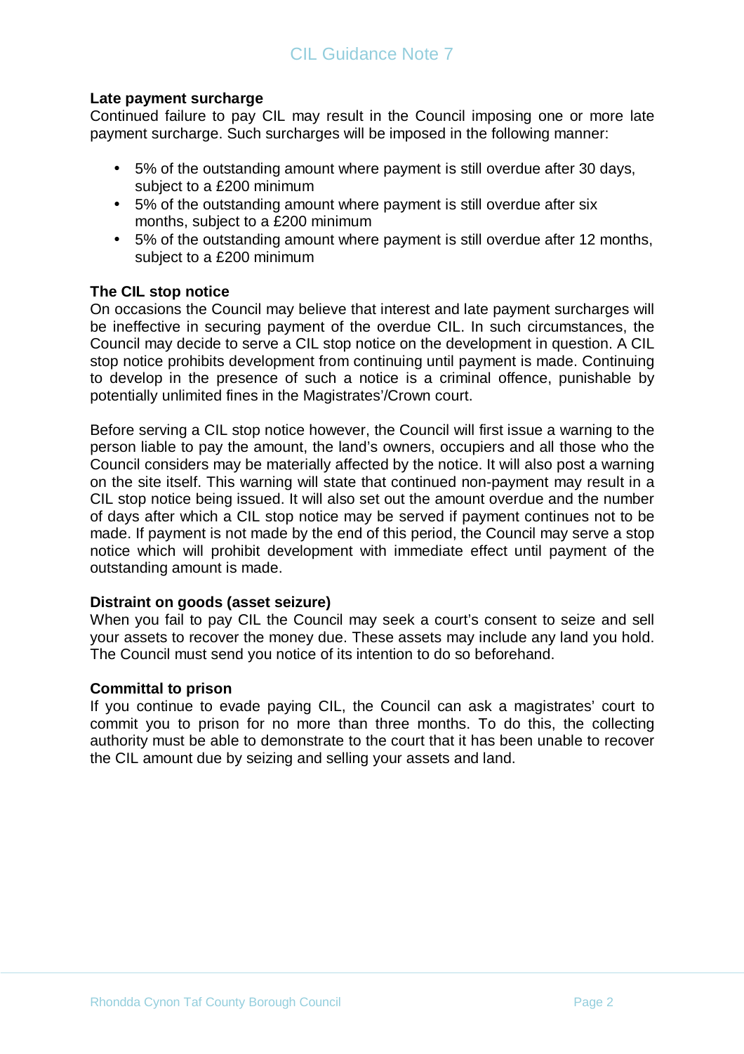### Late payment surcharge

Continued failure to pay CIL may result in the Council imposing one or more late payment surcharge. Such surcharges will be imposed in the following manner:

- 5% of the outstanding amount where payment is still overdue after 30 days, subject to a £200 minimum
- 5% of the outstanding amount where payment is still overdue after six months, subject to a £200 minimum
- 5% of the outstanding amount where payment is still overdue after 12 months, subject to a £200 minimum

### The CIL stop notice

On occasions the Council may believe that interest and late payment surcharges will be ineffective in securing payment of the overdue CIL. In such circumstances, the Council may decide to serve a CIL stop notice on the development in question. A CIL stop notice prohibits development from continuing until payment is made. Continuing to develop in the presence of such a notice is a criminal offence, punishable by potentially unlimited fines in the Magistrates'/Crown court.

Before serving a CIL stop notice however, the Council will first issue a warning to the person liable to pay the amount, the land's owners, occupiers and all those who the Council considers may be materially affected by the notice. It will also post a warning on the site itself. This warning will state that continued non-payment may result in a CIL stop notice being issued. It will also set out the amount overdue and the number of days after which a CIL stop notice may be served if payment continues not to be made. If payment is not made by the end of this period, the Council may serve a stop notice which will prohibit development with immediate effect until payment of the outstanding amount is made.

### Distraint on goods (asset seizure)

When you fail to pay CIL the Council may seek a court's consent to seize and sell your assets to recover the money due. These assets may include any land you hold. The Council must send you notice of its intention to do so beforehand.

### Committal to prison

If you continue to evade paying CIL, the Council can ask a magistrates' court to commit you to prison for no more than three months. To do this, the collecting authority must be able to demonstrate to the court that it has been unable to recover the CIL amount due by seizing and selling your assets and land.